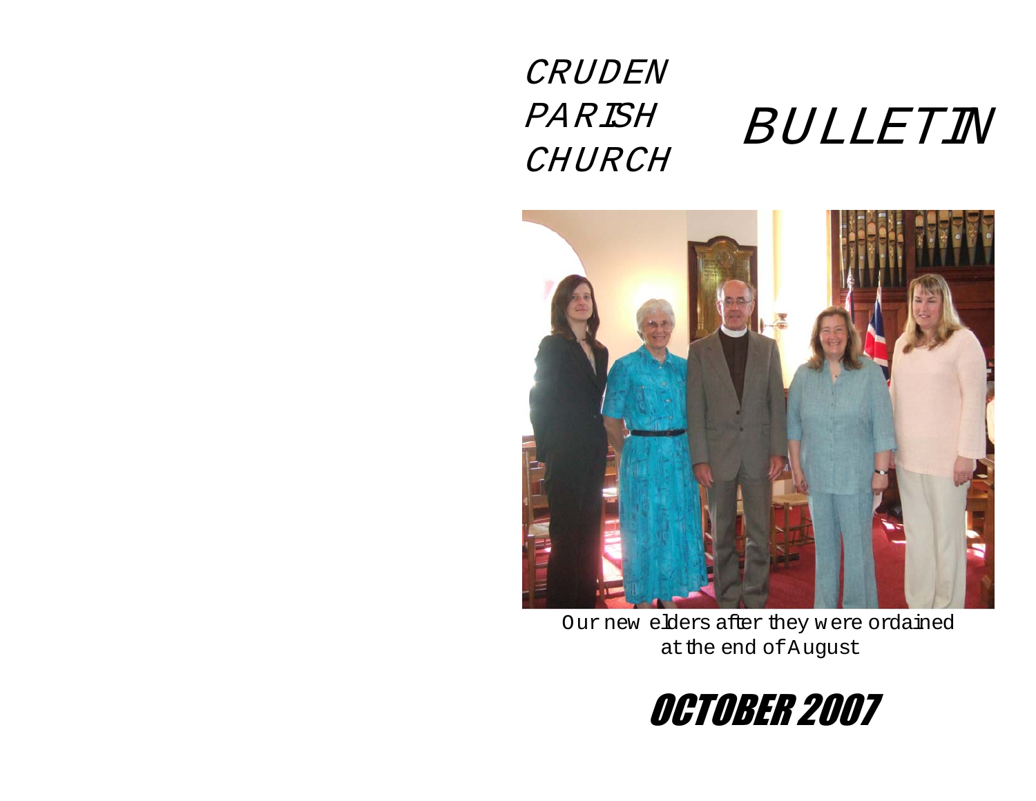# CRUDEN PARISH CHURCH

# BULLETIN

Our new elders after they were ordained at the end of August

## OCTOBER 2007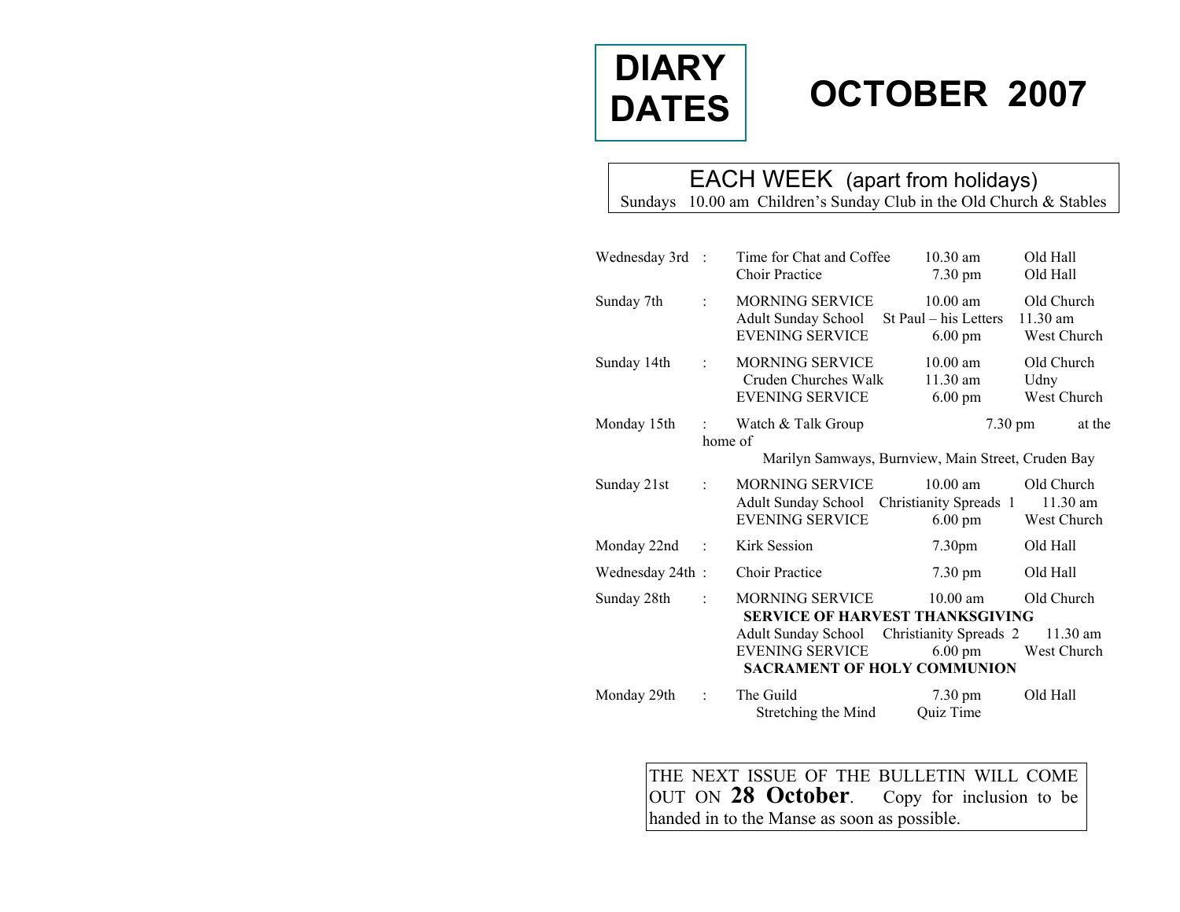# DIARY DATES

# OCTOBER 2007

**EACH WEEK** (apart from holidays)

Sundays 10.00 am Children's Sunday Club in the Old Church & Stables

| Day | | Event | Time | Place |
|---|---|---|---|---|
| Wednesday 3rd | : | Time for Chat and Coffee | 10.30 am | Old Hall |
| | | Choir Practice | 7.30 pm | Old Hall |
| Sunday 7th | : | MORNING SERVICE | 10.00 am | Old Church |
| | | Adult Sunday School | St Paul – his Letters | 11.30 am |
| | | EVENING SERVICE | 6.00 pm | West Church |
| Sunday 14th | : | MORNING SERVICE | 10.00 am | Old Church |
| | | Cruden Churches Walk | 11.30 am | Udny |
| | | EVENING SERVICE | 6.00 pm | West Church |
| Monday 15th | : | Watch & Talk Group | 7.30 pm | at the home of Marilyn Samways, Burnview, Main Street, Cruden Bay |
| Sunday 21st | : | MORNING SERVICE | 10.00 am | Old Church |
| | | Adult Sunday School | Christianity Spreads 1 | 11.30 am |
| | | EVENING SERVICE | 6.00 pm | West Church |
| Monday 22nd | : | Kirk Session | 7.30pm | Old Hall |
| Wednesday 24th | : | Choir Practice | 7.30 pm | Old Hall |
| Sunday 28th | : | MORNING SERVICE | 10.00 am | Old Church |
| | | **SERVICE OF HARVEST THANKSGIVING** | | |
| | | Adult Sunday School | Christianity Spreads 2 | 11.30 am |
| | | EVENING SERVICE | 6.00 pm | West Church |
| | | **SACRAMENT OF HOLY COMMUNION** | | |
| Monday 29th | : | The Guild | 7.30 pm | Old Hall |
| | | Stretching the Mind | Quiz Time | |

THE NEXT ISSUE OF THE BULLETIN WILL COME OUT ON **28 October**. Copy for inclusion to be handed in to the Manse as soon as possible.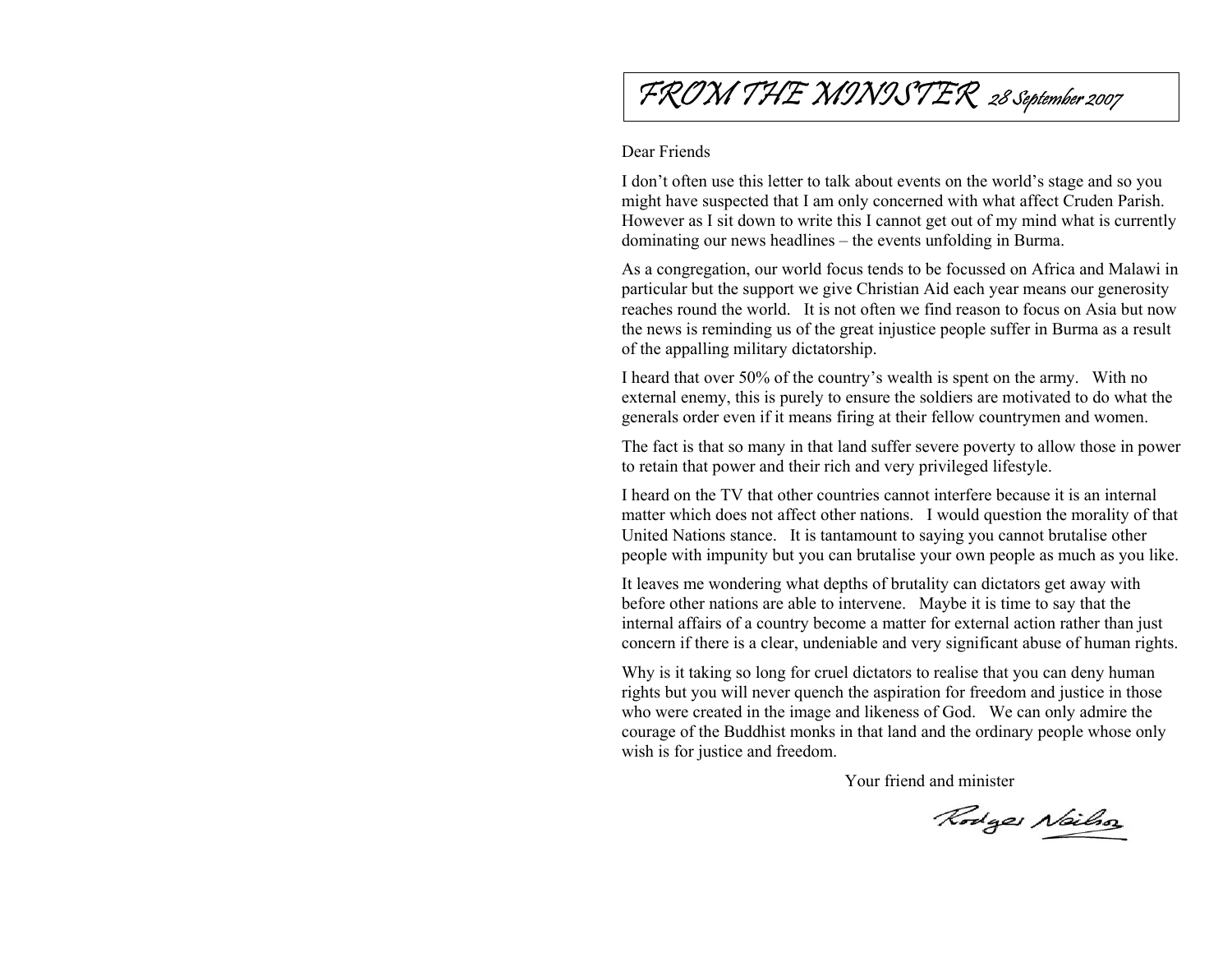# FROM THE MINISTER *28 September 2007*

Dear Friends

I don't often use this letter to talk about events on the world's stage and so you might have suspected that I am only concerned with what affect Cruden Parish. However as I sit down to write this I cannot get out of my mind what is currently dominating our news headlines – the events unfolding in Burma.

As a congregation, our world focus tends to be focussed on Africa and Malawi in particular but the support we give Christian Aid each year means our generosity reaches round the world. It is not often we find reason to focus on Asia but now the news is reminding us of the great injustice people suffer in Burma as a result of the appalling military dictatorship.

I heard that over 50% of the country's wealth is spent on the army. With no external enemy, this is purely to ensure the soldiers are motivated to do what the generals order even if it means firing at their fellow countrymen and women.

The fact is that so many in that land suffer severe poverty to allow those in power to retain that power and their rich and very privileged lifestyle.

I heard on the TV that other countries cannot interfere because it is an internal matter which does not affect other nations. I would question the morality of that United Nations stance. It is tantamount to saying you cannot brutalise other people with impunity but you can brutalise your own people as much as you like.

It leaves me wondering what depths of brutality can dictators get away with before other nations are able to intervene. Maybe it is time to say that the internal affairs of a country become a matter for external action rather than just concern if there is a clear, undeniable and very significant abuse of human rights.

Why is it taking so long for cruel dictators to realise that you can deny human rights but you will never quench the aspiration for freedom and justice in those who were created in the image and likeness of God. We can only admire the courage of the Buddhist monks in that land and the ordinary people whose only wish is for justice and freedom.

Your friend and minister

Rodger Neilson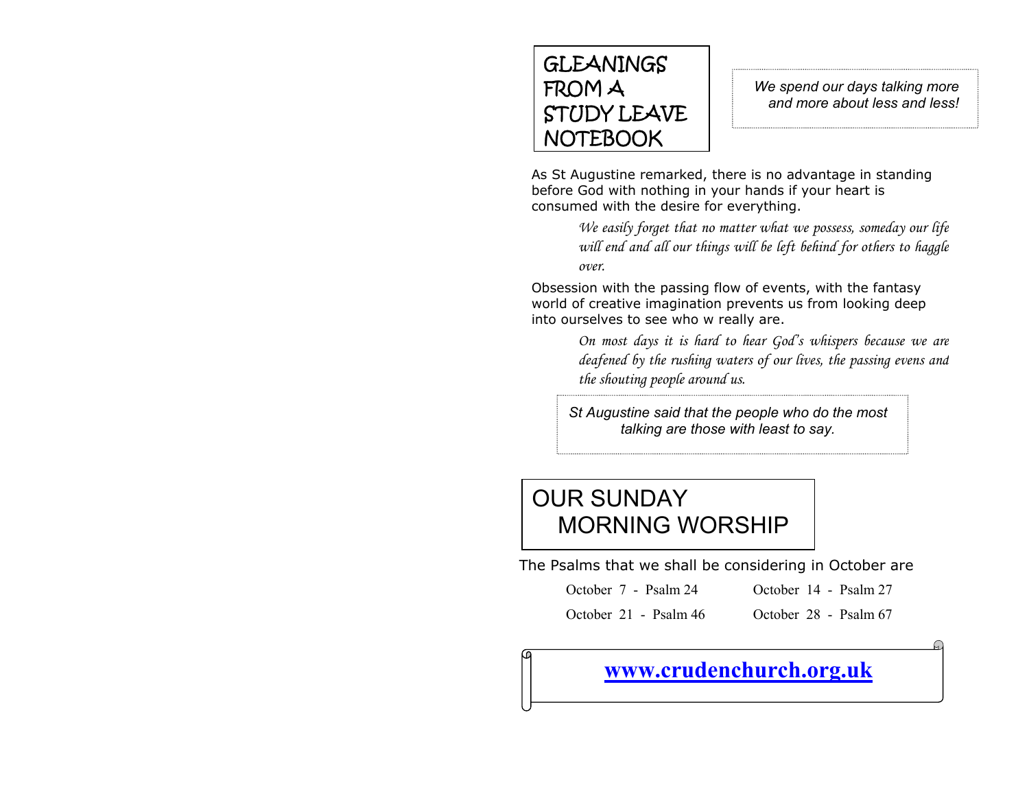# GLEANINGS FROM A STUDY LEAVE NOTEBOOK

*We spend our days talking more and more about less and less!*

As St Augustine remarked, there is no advantage in standing before God with nothing in your hands if your heart is consumed with the desire for everything.

> *We easily forget that no matter what we possess, someday our life will end and all our things will be left behind for others to haggle over.*

Obsession with the passing flow of events, with the fantasy world of creative imagination prevents us from looking deep into ourselves to see who w really are.

> *On most days it is hard to hear God's whispers because we are deafened by the rushing waters of our lives, the passing evens and the shouting people around us.*

*St Augustine said that the people who do the most talking are those with least to say.*

# OUR SUNDAY MORNING WORSHIP

The Psalms that we shall be considering in October are

| | |
|---|---|
| October 7 - Psalm 24 | October 14 - Psalm 27 |
| October 21 - Psalm 46 | October 28 - Psalm 67 |

**www.crudenchurch.org.uk**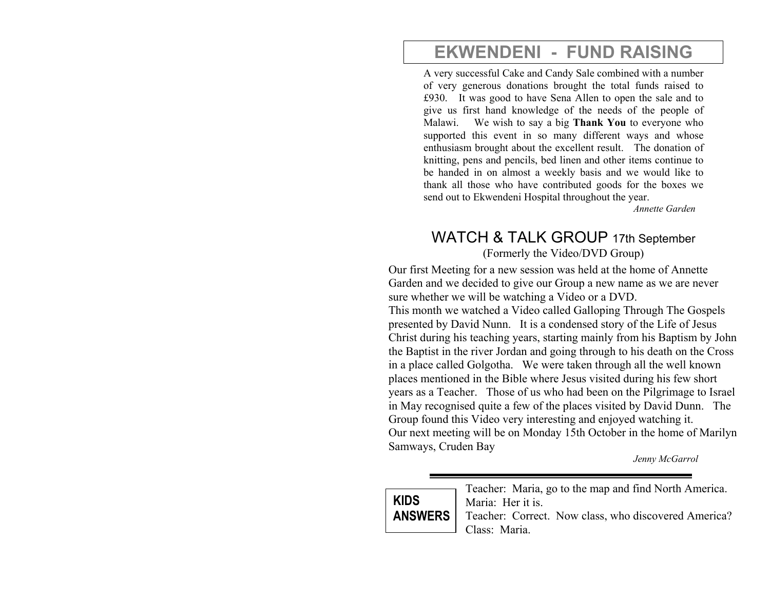# EKWENDENI - FUND RAISING

A very successful Cake and Candy Sale combined with a number of very generous donations brought the total funds raised to £930. It was good to have Sena Allen to open the sale and to give us first hand knowledge of the needs of the people of Malawi. We wish to say a big **Thank You** to everyone who supported this event in so many different ways and whose enthusiasm brought about the excellent result. The donation of knitting, pens and pencils, bed linen and other items continue to be handed in on almost a weekly basis and we would like to thank all those who have contributed goods for the boxes we send out to Ekwendeni Hospital throughout the year.

*Annette Garden*

## WATCH & TALK GROUP 17th September

(Formerly the Video/DVD Group)

Our first Meeting for a new session was held at the home of Annette Garden and we decided to give our Group a new name as we are never sure whether we will be watching a Video or a DVD.

This month we watched a Video called Galloping Through The Gospels presented by David Nunn. It is a condensed story of the Life of Jesus Christ during his teaching years, starting mainly from his Baptism by John the Baptist in the river Jordan and going through to his death on the Cross in a place called Golgotha. We were taken through all the well known places mentioned in the Bible where Jesus visited during his few short years as a Teacher. Those of us who had been on the Pilgrimage to Israel in May recognised quite a few of the places visited by David Dunn. The Group found this Video very interesting and enjoyed watching it.

Our next meeting will be on Monday 15th October in the home of Marilyn Samways, Cruden Bay

*Jenny McGarrol*

---

**KIDS ANSWERS**

Teacher: Maria, go to the map and find North America.
Maria: Her it is.
Teacher: Correct. Now class, who discovered America?
Class: Maria.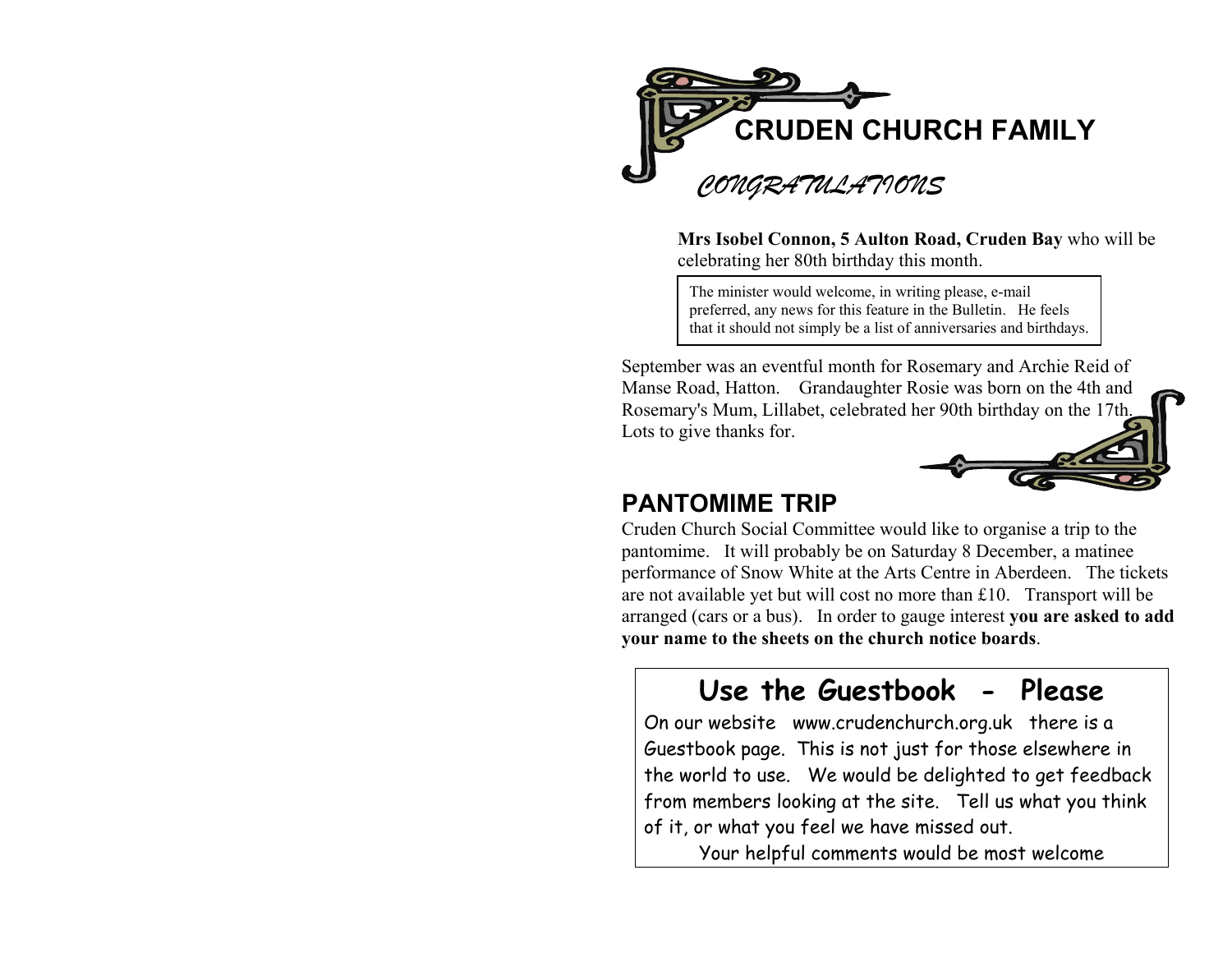# CRUDEN CHURCH FAMILY

## *CONGRATULATIONS*

**Mrs Isobel Connon, 5 Aulton Road, Cruden Bay** who will be celebrating her 80th birthday this month.

> The minister would welcome, in writing please, e-mail preferred, any news for this feature in the Bulletin. He feels that it should not simply be a list of anniversaries and birthdays.

September was an eventful month for Rosemary and Archie Reid of Manse Road, Hatton. Grandaughter Rosie was born on the 4th and Rosemary's Mum, Lillabet, celebrated her 90th birthday on the 17th. Lots to give thanks for.

## PANTOMIME TRIP

Cruden Church Social Committee would like to organise a trip to the pantomime. It will probably be on Saturday 8 December, a matinee performance of Snow White at the Arts Centre in Aberdeen. The tickets are not available yet but will cost no more than £10. Transport will be arranged (cars or a bus). In order to gauge interest **you are asked to add your name to the sheets on the church notice boards**.

## Use the Guestbook - Please

On our website www.crudenchurch.org.uk there is a Guestbook page. This is not just for those elsewhere in the world to use. We would be delighted to get feedback from members looking at the site. Tell us what you think of it, or what you feel we have missed out.

Your helpful comments would be most welcome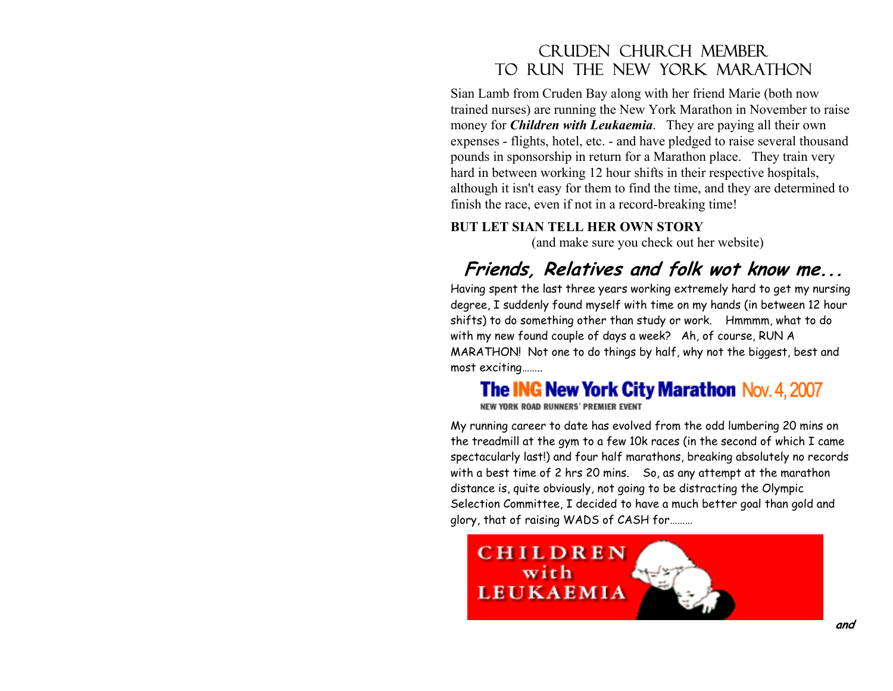# CRUDEN CHURCH MEMBER TO RUN THE NEW YORK MARATHON

Sian Lamb from Cruden Bay along with her friend Marie (both now trained nurses) are running the New York Marathon in November to raise money for ***Children with Leukaemia***. They are paying all their own expenses - flights, hotel, etc. - and have pledged to raise several thousand pounds in sponsorship in return for a Marathon place. They train very hard in between working 12 hour shifts in their respective hospitals, although it isn't easy for them to find the time, and they are determined to finish the race, even if not in a record-breaking time!

**BUT LET SIAN TELL HER OWN STORY**

(and make sure you check out her website)

## *Friends, Relatives and folk wot know me...*

Having spent the last three years working extremely hard to get my nursing degree, I suddenly found myself with time on my hands (in between 12 hour shifts) to do something other than study or work. Hmmmm, what to do with my new found couple of days a week? Ah, of course, RUN A MARATHON! Not one to do things by half, why not the biggest, best and most exciting........

**The ING New York City Marathon** Nov. 4, 2007

NEW YORK ROAD RUNNERS' PREMIER EVENT

My running career to date has evolved from the odd lumbering 20 mins on the treadmill at the gym to a few 10k races (in the second of which I came spectacularly last!) and four half marathons, breaking absolutely no records with a best time of 2 hrs 20 mins. So, as any attempt at the marathon distance is, quite obviously, not going to be distracting the Olympic Selection Committee, I decided to have a much better goal than gold and glory, that of raising WADS of CASH for.........

CHILDREN with LEUKAEMIA

***and***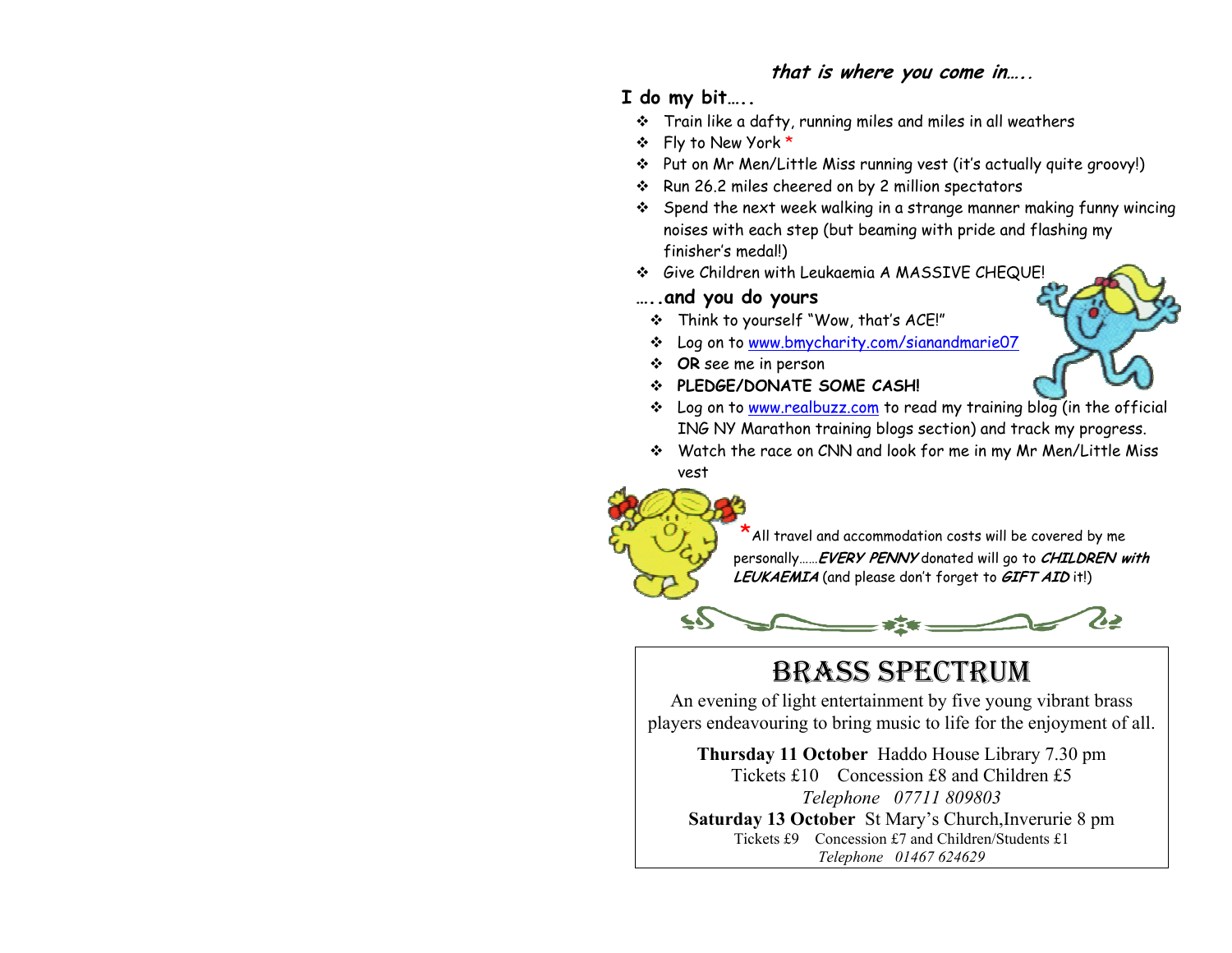*that is where you come in…..*

**I do my bit…..**

- Train like a dafty, running miles and miles in all weathers
- Fly to New York *
- Put on Mr Men/Little Miss running vest (it's actually quite groovy!)
- Run 26.2 miles cheered on by 2 million spectators
- Spend the next week walking in a strange manner making funny wincing noises with each step (but beaming with pride and flashing my finisher's medal!)
- Give Children with Leukaemia A MASSIVE CHEQUE!

**…..and you do yours**

- Think to yourself "Wow, that's ACE!"
- Log on to www.bmycharity.com/sianandmarie07
- **OR** see me in person
- **PLEDGE/DONATE SOME CASH!**
- Log on to www.realbuzz.com to read my training blog (in the official ING NY Marathon training blogs section) and track my progress.
- Watch the race on CNN and look for me in my Mr Men/Little Miss vest

*All travel and accommodation costs will be covered by me personally……***EVERY PENNY** donated will go to ***CHILDREN with LEUKAEMIA*** (and please don't forget to ***GIFT AID*** it!)

# BRASS SPECTRUM

An evening of light entertainment by five young vibrant brass players endeavouring to bring music to life for the enjoyment of all.

**Thursday 11 October** Haddo House Library 7.30 pm
Tickets £10 Concession £8 and Children £5
*Telephone 07711 809803*

**Saturday 13 October** St Mary's Church,Inverurie 8 pm
Tickets £9 Concession £7 and Children/Students £1
*Telephone 01467 624629*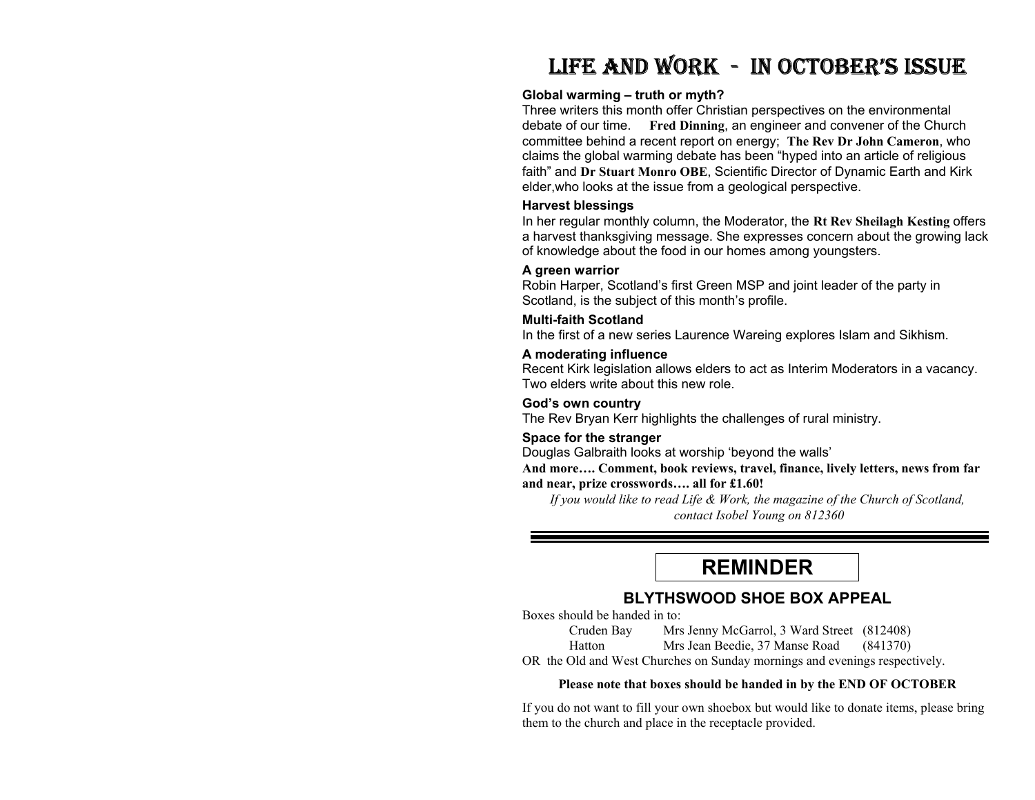# LIFE AND WORK - IN OCTOBER'S ISSUE

**Global warming – truth or myth?**
Three writers this month offer Christian perspectives on the environmental debate of our time. **Fred Dinning**, an engineer and convener of the Church committee behind a recent report on energy; **The Rev Dr John Cameron**, who claims the global warming debate has been "hyped into an article of religious faith" and **Dr Stuart Monro OBE**, Scientific Director of Dynamic Earth and Kirk elder,who looks at the issue from a geological perspective.

**Harvest blessings**
In her regular monthly column, the Moderator, the **Rt Rev Sheilagh Kesting** offers a harvest thanksgiving message. She expresses concern about the growing lack of knowledge about the food in our homes among youngsters.

**A green warrior**
Robin Harper, Scotland's first Green MSP and joint leader of the party in Scotland, is the subject of this month's profile.

**Multi-faith Scotland**
In the first of a new series Laurence Wareing explores Islam and Sikhism.

**A moderating influence**
Recent Kirk legislation allows elders to act as Interim Moderators in a vacancy. Two elders write about this new role.

**God's own country**
The Rev Bryan Kerr highlights the challenges of rural ministry.

**Space for the stranger**
Douglas Galbraith looks at worship 'beyond the walls'

**And more…. Comment, book reviews, travel, finance, lively letters, news from far and near, prize crosswords…. all for £1.60!**

*If you would like to read Life & Work, the magazine of the Church of Scotland, contact Isobel Young on 812360*

---

# REMINDER

## BLYTHSWOOD SHOE BOX APPEAL

Boxes should be handed in to:

| | | |
|---|---|---|
| Cruden Bay | Mrs Jenny McGarrol, 3 Ward Street | (812408) |
| Hatton | Mrs Jean Beedie, 37 Manse Road | (841370) |

OR the Old and West Churches on Sunday mornings and evenings respectively.

**Please note that boxes should be handed in by the END OF OCTOBER**

If you do not want to fill your own shoebox but would like to donate items, please bring them to the church and place in the receptacle provided.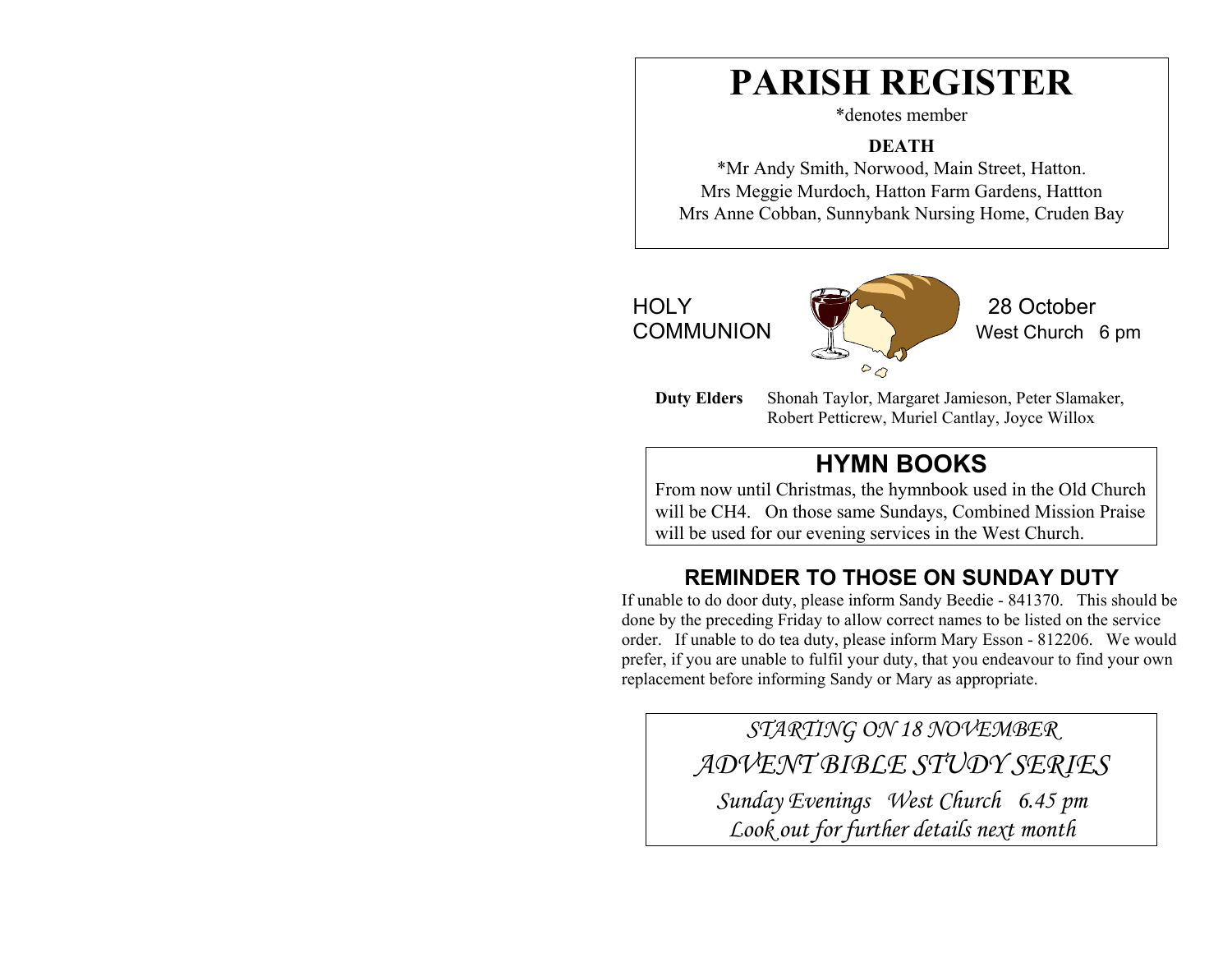# PARISH REGISTER

*denotes member

**DEATH**

*Mr Andy Smith, Norwood, Main Street, Hatton.
Mrs Meggie Murdoch, Hatton Farm Gardens, Hattton
Mrs Anne Cobban, Sunnybank Nursing Home, Cruden Bay

HOLY COMMUNION — 28 October, West Church 6 pm

**Duty Elders** Shonah Taylor, Margaret Jamieson, Peter Slamaker, Robert Petticrew, Muriel Cantlay, Joyce Willox

## HYMN BOOKS

From now until Christmas, the hymnbook used in the Old Church will be CH4. On those same Sundays, Combined Mission Praise will be used for our evening services in the West Church.

## REMINDER TO THOSE ON SUNDAY DUTY

If unable to do door duty, please inform Sandy Beedie - 841370. This should be done by the preceding Friday to allow correct names to be listed on the service order. If unable to do tea duty, please inform Mary Esson - 812206. We would prefer, if you are unable to fulfil your duty, that you endeavour to find your own replacement before informing Sandy or Mary as appropriate.

*STARTING ON 18 NOVEMBER*

*ADVENT BIBLE STUDY SERIES*

*Sunday Evenings West Church 6.45 pm*

*Look out for further details next month*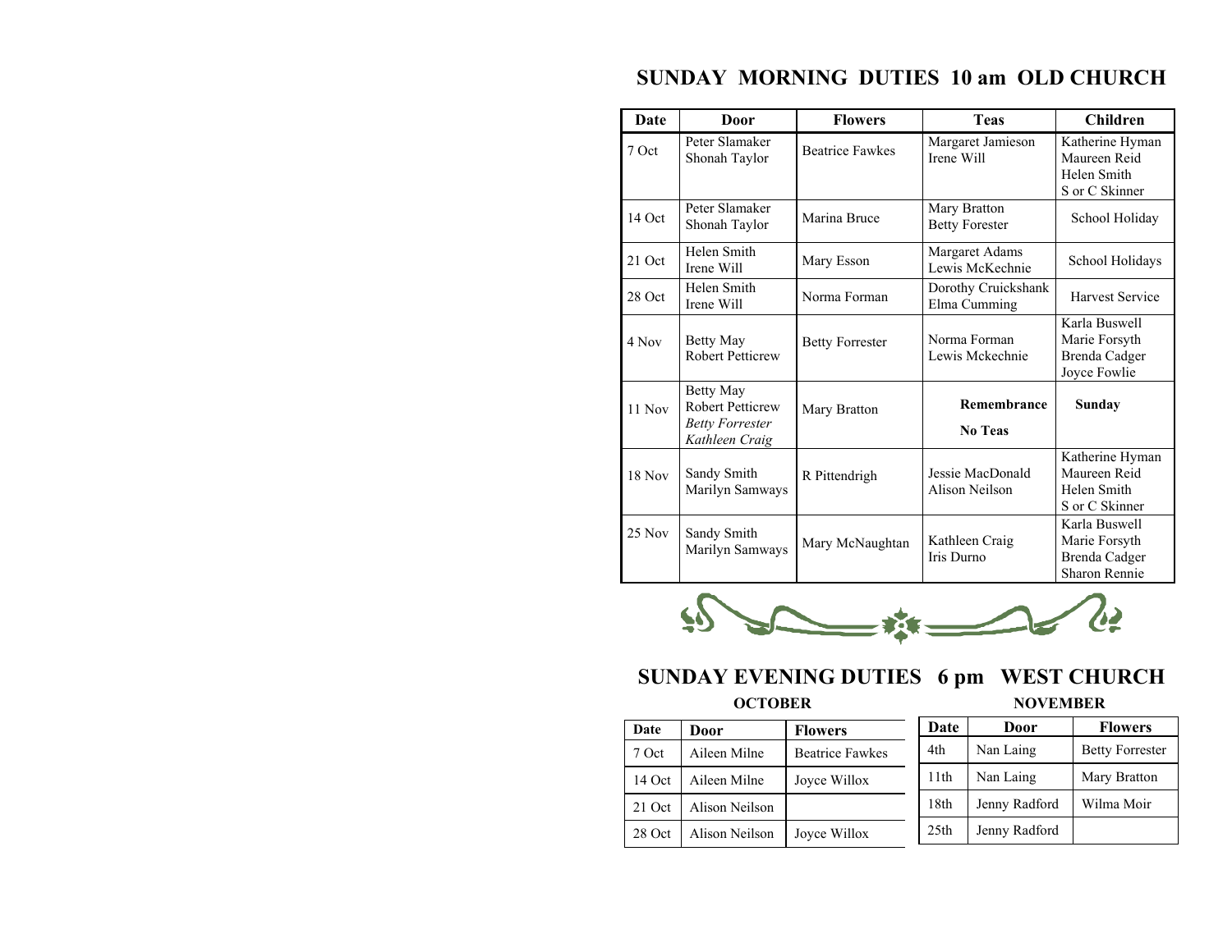## SUNDAY MORNING DUTIES 10 am OLD CHURCH

| Date | Door | Flowers | Teas | Children |
|---|---|---|---|---|
| 7 Oct | Peter Slamaker<br>Shonah Taylor | Beatrice Fawkes | Margaret Jamieson<br>Irene Will | Katherine Hyman<br>Maureen Reid<br>Helen Smith<br>S or C Skinner |
| 14 Oct | Peter Slamaker<br>Shonah Taylor | Marina Bruce | Mary Bratton<br>Betty Forester | School Holiday |
| 21 Oct | Helen Smith<br>Irene Will | Mary Esson | Margaret Adams<br>Lewis McKechnie | School Holidays |
| 28 Oct | Helen Smith<br>Irene Will | Norma Forman | Dorothy Cruickshank<br>Elma Cumming | Harvest Service |
| 4 Nov | Betty May<br>Robert Petticrew | Betty Forrester | Norma Forman<br>Lewis Mckechnie | Karla Buswell<br>Marie Forsyth<br>Brenda Cadger<br>Joyce Fowlie |
| 11 Nov | Betty May<br>Robert Petticrew<br>*Betty Forrester*<br>*Kathleen Craig* | Mary Bratton | **Remembrance**<br>**No Teas** | **Sunday** |
| 18 Nov | Sandy Smith<br>Marilyn Samways | R Pittendrigh | Jessie MacDonald<br>Alison Neilson | Katherine Hyman<br>Maureen Reid<br>Helen Smith<br>S or C Skinner |
| 25 Nov | Sandy Smith<br>Marilyn Samways | Mary McNaughtan | Kathleen Craig<br>Iris Durno | Karla Buswell<br>Marie Forsyth<br>Brenda Cadger<br>Sharon Rennie |

## SUNDAY EVENING DUTIES 6 pm WEST CHURCH

**OCTOBER**

| Date | Door | Flowers |
|---|---|---|
| 7 Oct | Aileen Milne | Beatrice Fawkes |
| 14 Oct | Aileen Milne | Joyce Willox |
| 21 Oct | Alison Neilson | |
| 28 Oct | Alison Neilson | Joyce Willox |

**NOVEMBER**

| Date | Door | Flowers |
|---|---|---|
| 4th | Nan Laing | Betty Forrester |
| 11th | Nan Laing | Mary Bratton |
| 18th | Jenny Radford | Wilma Moir |
| 25th | Jenny Radford | |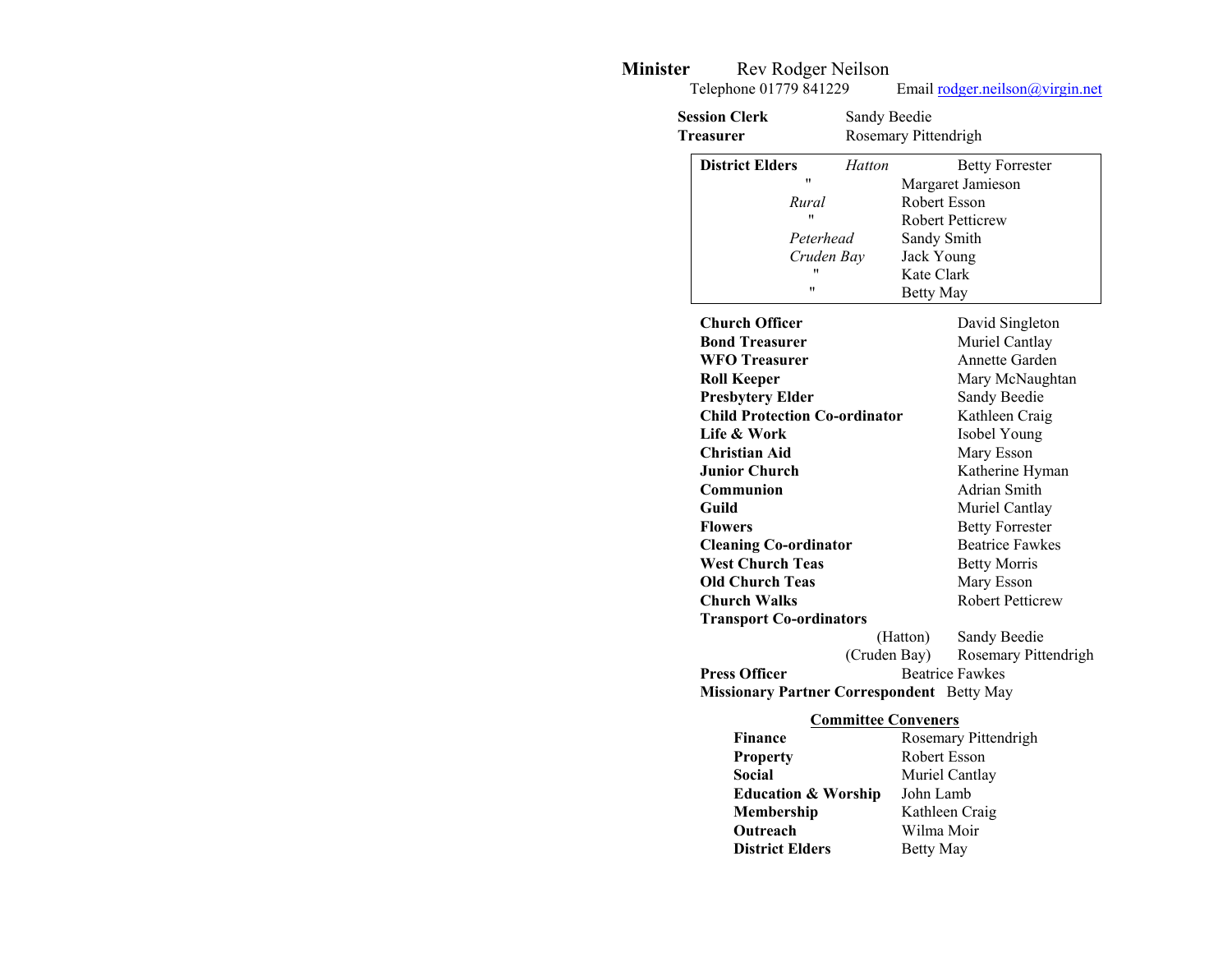**Minister** Rev Rodger Neilson
Telephone 01779 841229 Email rodger.neilson@virgin.net

**Session Clerk** Sandy Beedie
**Treasurer** Rosemary Pittendrigh

| | | |
|---|---|---|
| **District Elders** | *Hatton* | Betty Forrester |
| | " | Margaret Jamieson |
| | *Rural* | Robert Esson |
| | " | Robert Petticrew |
| | *Peterhead* | Sandy Smith |
| | *Cruden Bay* | Jack Young |
| | " | Kate Clark |
| | " | Betty May |

| | |
|---|---|
| **Church Officer** | David Singleton |
| **Bond Treasurer** | Muriel Cantlay |
| **WFO Treasurer** | Annette Garden |
| **Roll Keeper** | Mary McNaughtan |
| **Presbytery Elder** | Sandy Beedie |
| **Child Protection Co-ordinator** | Kathleen Craig |
| **Life & Work** | Isobel Young |
| **Christian Aid** | Mary Esson |
| **Junior Church** | Katherine Hyman |
| **Communion** | Adrian Smith |
| **Guild** | Muriel Cantlay |
| **Flowers** | Betty Forrester |
| **Cleaning Co-ordinator** | Beatrice Fawkes |
| **West Church Teas** | Betty Morris |
| **Old Church Teas** | Mary Esson |
| **Church Walks** | Robert Petticrew |
| **Transport Co-ordinators** | |
| (Hatton) | Sandy Beedie |
| (Cruden Bay) | Rosemary Pittendrigh |
| **Press Officer** | Beatrice Fawkes |
| **Missionary Partner Correspondent** | Betty May |

## Committee Conveners

| | |
|---|---|
| **Finance** | Rosemary Pittendrigh |
| **Property** | Robert Esson |
| **Social** | Muriel Cantlay |
| **Education & Worship** | John Lamb |
| **Membership** | Kathleen Craig |
| **Outreach** | Wilma Moir |
| **District Elders** | Betty May |